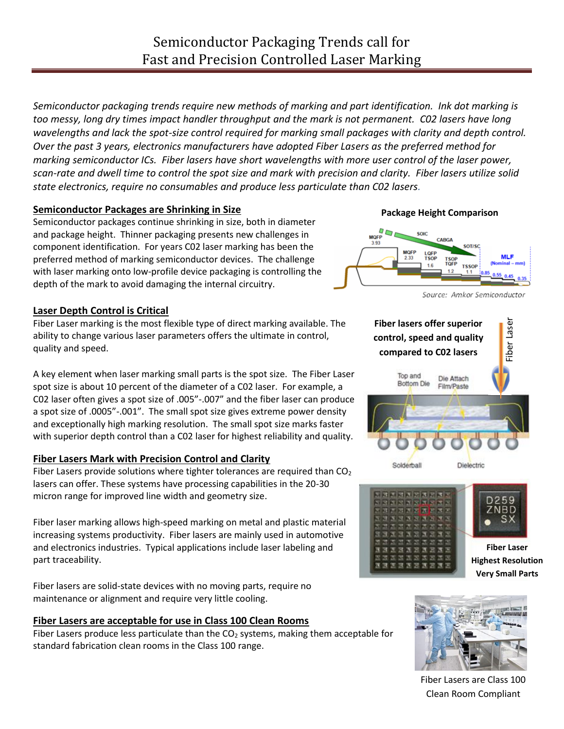# Semiconductor Packaging Trends call for Fast and Precision Controlled Laser Marking

*Semiconductor packaging trends require new methods of marking and part identification. Ink dot marking is too messy, long dry times impact handler throughput and the mark is not permanent. C02 lasers have long wavelengths and lack the spot-size control required for marking small packages with clarity and depth control. Over the past 3 years, electronics manufacturers have adopted Fiber Lasers as the preferred method for marking semiconductor ICs. Fiber lasers have short wavelengths with more user control of the laser power, scan-rate and dwell time to control the spot size and mark with precision and clarity. Fiber lasers utilize solid state electronics, require no consumables and produce less particulate than C02 lasers.*

## Semiconductor Packages are Shrinking in Size

Semiconductor packages continue shrinking in size, both in diameter and package height. Thinner packaging presents new challenges in component identification. For years C02 laser marking has been the preferred method of marking semiconductor devices. The challenge with laser marking onto low-profile device packaging is controlling the depth of the mark to avoid damaging the internal circuitry.

**Package Height Comparison**

Source: Amkor Semiconductor

## Laser Depth Control is Critical

Fiber Laser marking is the most flexible type of direct marking available. The ability to change various laser parameters offers the ultimate in control, quality and speed.

A key element when laser marking small parts is the spot size. The Fiber Laser spot size is about 10 percent of the diameter of a C02 laser. For example, a C02 laser often gives a spot size of .005"-.007" and the fiber laser can produce a spot size of .0005"-.001". The small spot size gives extreme power density and exceptionally high marking resolution. The small spot size marks faster with superior depth control than a C02 laser for highest reliability and quality.

**Fiber lasers offer superior control, speed and quality compared to C02 lasers**

## Fiber Lasers Mark with Precision Control and Clarity

Fiber Lasers provide solutions where tighter tolerances are required than $CO_2$ lasers can offer. These systems have processing capabilities in the 20-30 micron range for improved line width and geometry size.

Fiber laser marking allows high-speed marking on metal and plastic material increasing systems productivity. Fiber lasers are mainly used in automotive and electronics industries. Typical applications include laser labeling and part traceability.

Fiber lasers are solid-state devices with no moving parts, require no maintenance or alignment and require very little cooling.

**Fiber Laser Highest Resolution Very Small Parts**

## Fiber Lasers are acceptable for use in Class 100 Clean Rooms

Fiber Lasers produce less particulate than the $CO_2$ systems, making them acceptable for standard fabrication clean rooms in the Class 100 range.

Fiber Lasers are Class 100 Clean Room Compliant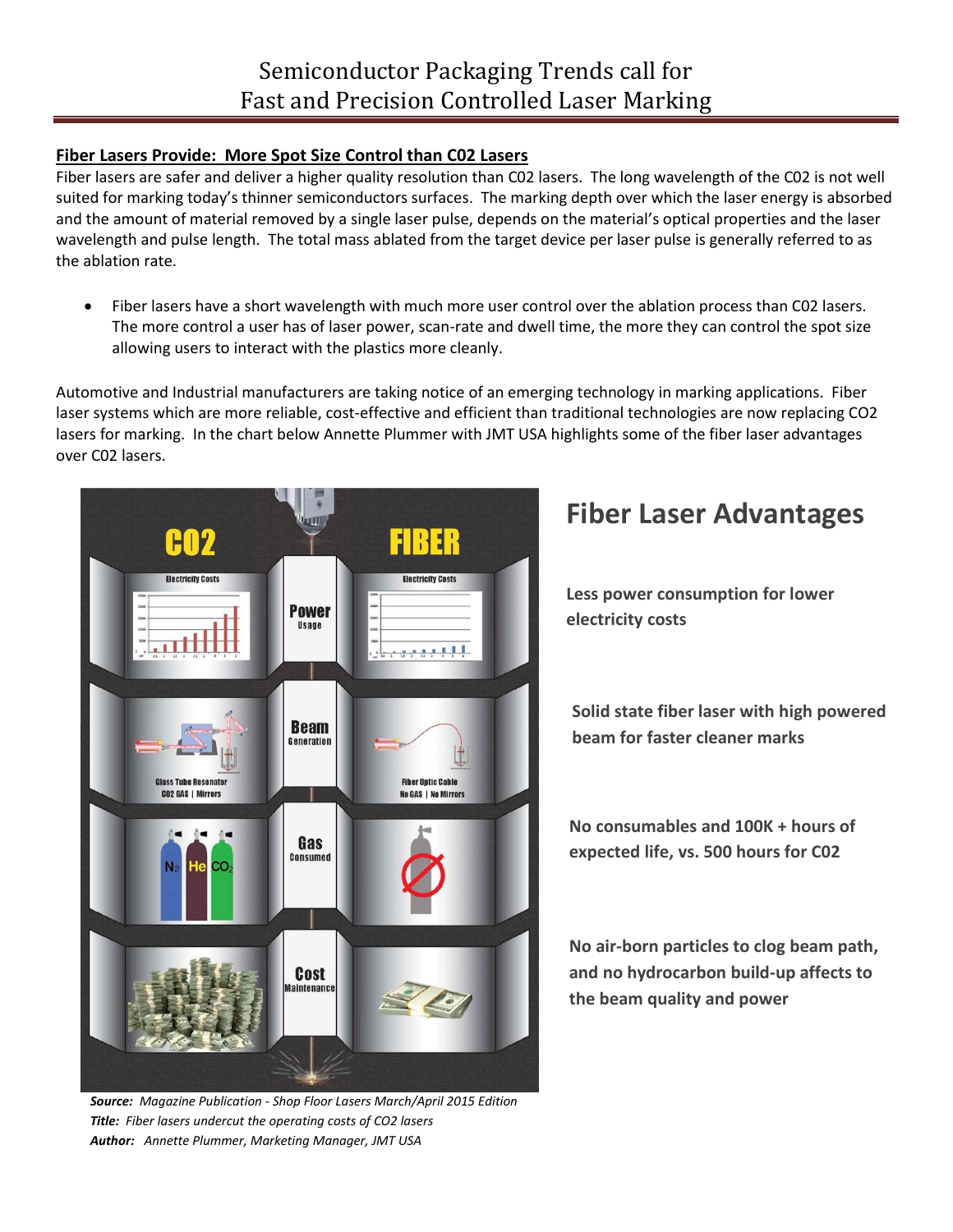# Semiconductor Packaging Trends call for Fast and Precision Controlled Laser Marking

**Fiber Lasers Provide: More Spot Size Control than C02 Lasers**

Fiber lasers are safer and deliver a higher quality resolution than C02 lasers. The long wavelength of the C02 is not well suited for marking today's thinner semiconductors surfaces. The marking depth over which the laser energy is absorbed and the amount of material removed by a single laser pulse, depends on the material's optical properties and the laser wavelength and pulse length. The total mass ablated from the target device per laser pulse is generally referred to as the ablation rate.

- Fiber lasers have a short wavelength with much more user control over the ablation process than C02 lasers. The more control a user has of laser power, scan-rate and dwell time, the more they can control the spot size allowing users to interact with the plastics more cleanly.

Automotive and Industrial manufacturers are taking notice of an emerging technology in marking applications. Fiber laser systems which are more reliable, cost-effective and efficient than traditional technologies are now replacing CO2 lasers for marking. In the chart below Annette Plummer with JMT USA highlights some of the fiber laser advantages over C02 lasers.

C02

FIBER

Electricity Costs

Power Usage

Electricity Costs

Beam Generation

Glass Tube Resonator
C02 GAS | Mirrors

Fiber Optic Cable
No GAS | No Mirrors

Gas Consumed

$N_2$ He $CO_2$

Cost Maintenance

## Fiber Laser Advantages

**Less power consumption for lower electricity costs**

**Solid state fiber laser with high powered beam for faster cleaner marks**

**No consumables and 100K + hours of expected life, vs. 500 hours for C02**

**No air-born particles to clog beam path, and no hydrocarbon build-up affects to the beam quality and power**

***Source:*** *Magazine Publication - Shop Floor Lasers March/April 2015 Edition*
***Title:*** *Fiber lasers undercut the operating costs of CO2 lasers*
***Author:*** *Annette Plummer, Marketing Manager, JMT USA*